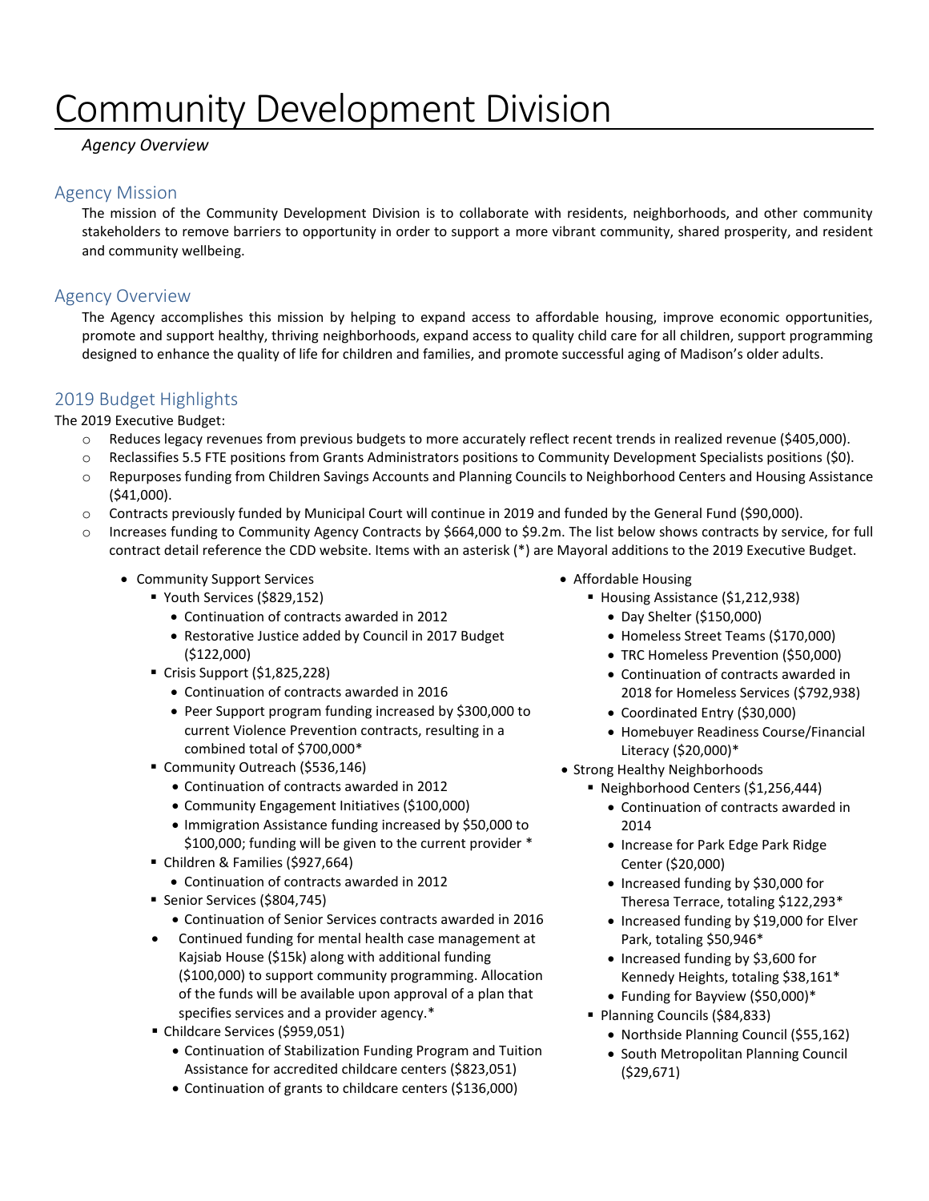# Community Development Division

*Agency Overview*

## Agency Mission

The mission of the Community Development Division is to collaborate with residents, neighborhoods, and other community stakeholders to remove barriers to opportunity in order to support a more vibrant community, shared prosperity, and resident and community wellbeing.

## Agency Overview

The Agency accomplishes this mission by helping to expand access to affordable housing, improve economic opportunities, promote and support healthy, thriving neighborhoods, expand access to quality child care for all children, support programming designed to enhance the quality of life for children and families, and promote successful aging of Madison's older adults.

## 2019 Budget Highlights

The 2019 Executive Budget:

- Reduces legacy revenues from previous budgets to more accurately reflect recent trends in realized revenue ($405,000).
- Reclassifies 5.5 FTE positions from Grants Administrators positions to Community Development Specialists positions ($0).
- Repurposes funding from Children Savings Accounts and Planning Councils to Neighborhood Centers and Housing Assistance ($41,000).
- Contracts previously funded by Municipal Court will continue in 2019 and funded by the General Fund ($90,000).
- Increases funding to Community Agency Contracts by $664,000 to $9.2m. The list below shows contracts by service, for full contract detail reference the CDD website. Items with an asterisk (*) are Mayoral additions to the 2019 Executive Budget.
  - Community Support Services
    - Youth Services ($829,152)
      - Continuation of contracts awarded in 2012
      - Restorative Justice added by Council in 2017 Budget ($122,000)
    - Crisis Support ($1,825,228)
      - Continuation of contracts awarded in 2016
      - Peer Support program funding increased by $300,000 to current Violence Prevention contracts, resulting in a combined total of $700,000*
    - Community Outreach ($536,146)
      - Continuation of contracts awarded in 2012
      - Community Engagement Initiatives ($100,000)
      - Immigration Assistance funding increased by $50,000 to $100,000; funding will be given to the current provider *
    - Children & Families ($927,664)
      - Continuation of contracts awarded in 2012
    - Senior Services ($804,745)
      - Continuation of Senior Services contracts awarded in 2016
    - Continued funding for mental health case management at Kajsiab House ($15k) along with additional funding ($100,000) to support community programming. Allocation of the funds will be available upon approval of a plan that specifies services and a provider agency.*
    - Childcare Services ($959,051)
      - Continuation of Stabilization Funding Program and Tuition Assistance for accredited childcare centers ($823,051)
      - Continuation of grants to childcare centers ($136,000)
  - Affordable Housing
    - Housing Assistance ($1,212,938)
      - Day Shelter ($150,000)
      - Homeless Street Teams ($170,000)
      - TRC Homeless Prevention ($50,000)
      - Continuation of contracts awarded in 2018 for Homeless Services ($792,938)
      - Coordinated Entry ($30,000)
      - Homebuyer Readiness Course/Financial Literacy ($20,000)*
  - Strong Healthy Neighborhoods
    - Neighborhood Centers ($1,256,444)
      - Continuation of contracts awarded in 2014
      - Increase for Park Edge Park Ridge Center ($20,000)
      - Increased funding by $30,000 for Theresa Terrace, totaling $122,293*
      - Increased funding by $19,000 for Elver Park, totaling $50,946*
      - Increased funding by $3,600 for Kennedy Heights, totaling $38,161*
      - Funding for Bayview ($50,000)*
    - Planning Councils ($84,833)
      - Northside Planning Council ($55,162)
      - South Metropolitan Planning Council ($29,671)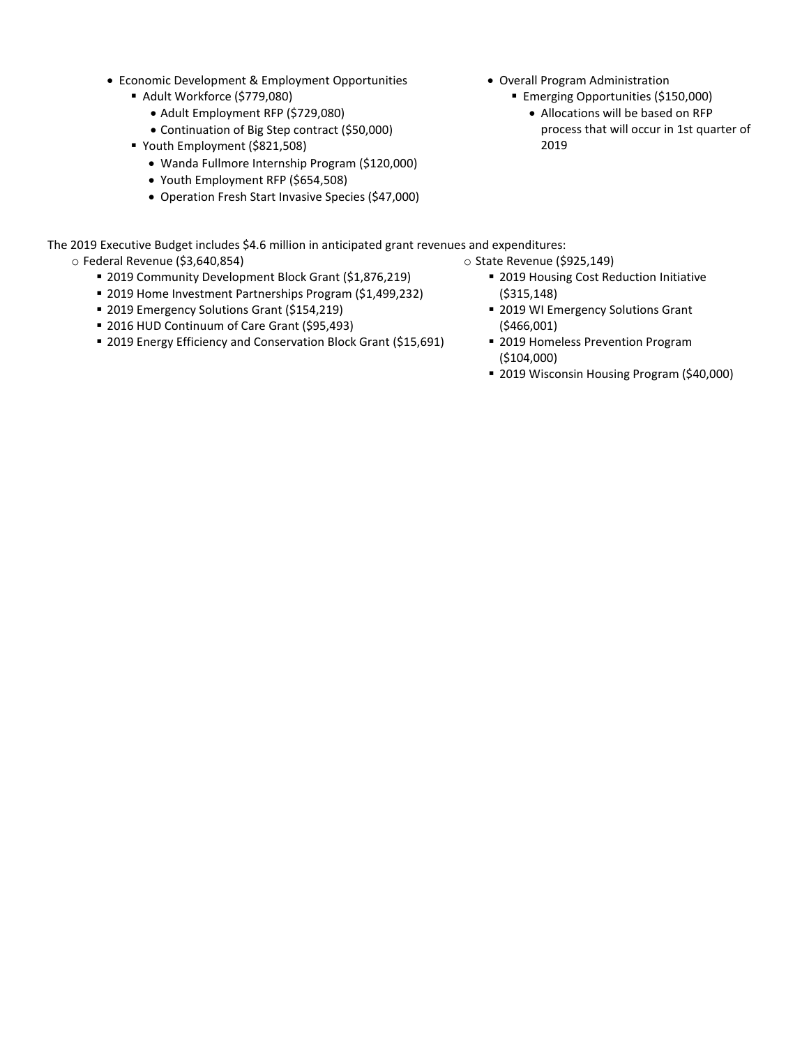- Economic Development & Employment Opportunities
  - Adult Workforce ($779,080)
    - Adult Employment RFP ($729,080)
    - Continuation of Big Step contract ($50,000)
  - Youth Employment ($821,508)
    - Wanda Fullmore Internship Program ($120,000)
    - Youth Employment RFP ($654,508)
    - Operation Fresh Start Invasive Species ($47,000)
- Overall Program Administration
  - Emerging Opportunities ($150,000)
    - Allocations will be based on RFP process that will occur in 1st quarter of 2019

The 2019 Executive Budget includes $4.6 million in anticipated grant revenues and expenditures:

- Federal Revenue ($3,640,854)
  - 2019 Community Development Block Grant ($1,876,219)
  - 2019 Home Investment Partnerships Program ($1,499,232)
  - 2019 Emergency Solutions Grant ($154,219)
  - 2016 HUD Continuum of Care Grant ($95,493)
  - 2019 Energy Efficiency and Conservation Block Grant ($15,691)
- State Revenue ($925,149)
  - 2019 Housing Cost Reduction Initiative ($315,148)
  - 2019 WI Emergency Solutions Grant ($466,001)
  - 2019 Homeless Prevention Program ($104,000)
  - 2019 Wisconsin Housing Program ($40,000)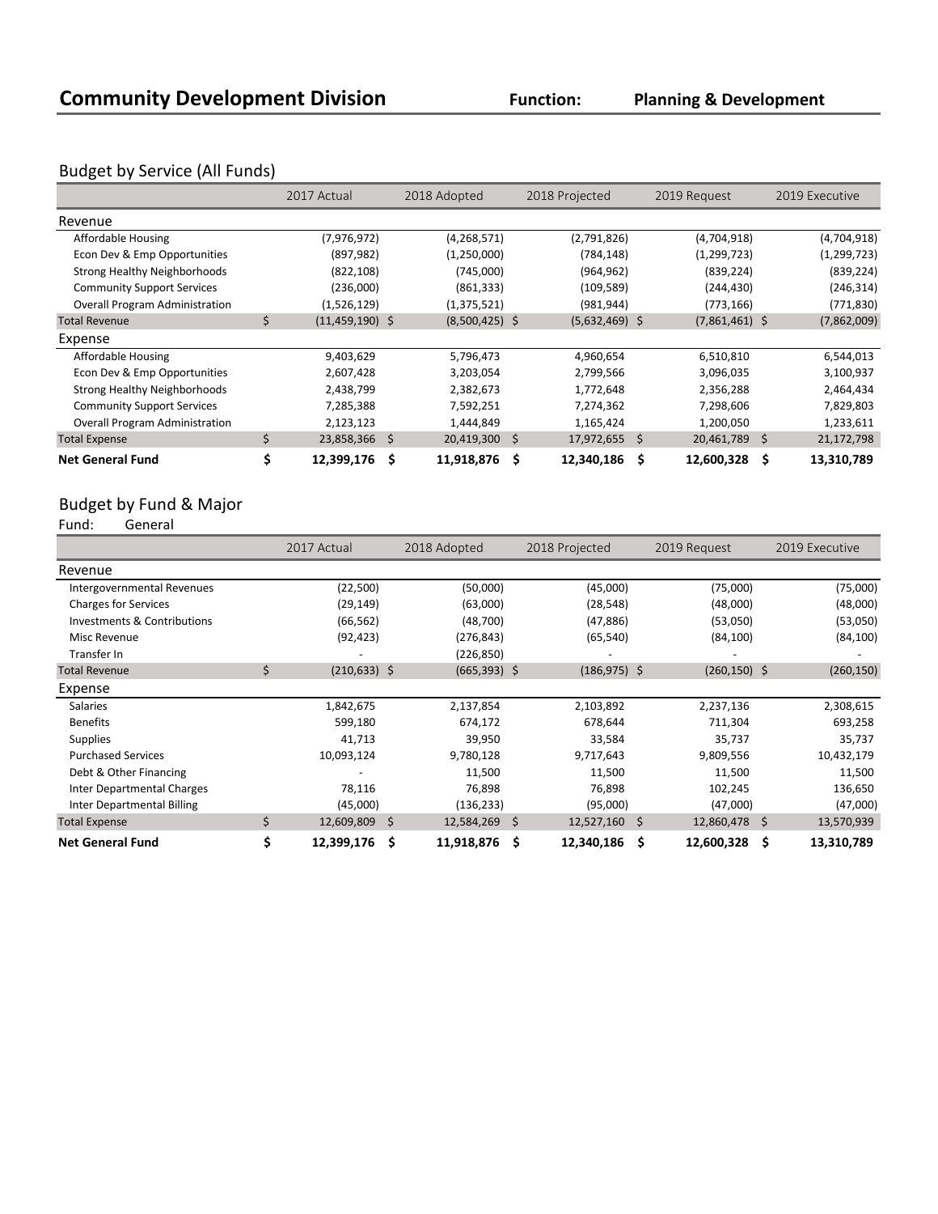# Community Development Division

**Function:** **Planning & Development**

## Budget by Service (All Funds)

| | 2017 Actual | 2018 Adopted | 2018 Projected | 2019 Request | 2019 Executive |
|---|---|---|---|---|---|
| **Revenue** | | | | | |
| Affordable Housing | (7,976,972) | (4,268,571) | (2,791,826) | (4,704,918) | (4,704,918) |
| Econ Dev & Emp Opportunities | (897,982) | (1,250,000) | (784,148) | (1,299,723) | (1,299,723) |
| Strong Healthy Neighborhoods | (822,108) | (745,000) | (964,962) | (839,224) | (839,224) |
| Community Support Services | (236,000) | (861,333) | (109,589) | (244,430) | (246,314) |
| Overall Program Administration | (1,526,129) | (1,375,521) | (981,944) | (773,166) | (771,830) |
| Total Revenue | $ (11,459,190) | $ (8,500,425) | $ (5,632,469) | $ (7,861,461) | $ (7,862,009) |
| **Expense** | | | | | |
| Affordable Housing | 9,403,629 | 5,796,473 | 4,960,654 | 6,510,810 | 6,544,013 |
| Econ Dev & Emp Opportunities | 2,607,428 | 3,203,054 | 2,799,566 | 3,096,035 | 3,100,937 |
| Strong Healthy Neighborhoods | 2,438,799 | 2,382,673 | 1,772,648 | 2,356,288 | 2,464,434 |
| Community Support Services | 7,285,388 | 7,592,251 | 7,274,362 | 7,298,606 | 7,829,803 |
| Overall Program Administration | 2,123,123 | 1,444,849 | 1,165,424 | 1,200,050 | 1,233,611 |
| Total Expense | $ 23,858,366 | $ 20,419,300 | $ 17,972,655 | $ 20,461,789 | $ 21,172,798 |
| **Net General Fund** | **$ 12,399,176** | **$ 11,918,876** | **$ 12,340,186** | **$ 12,600,328** | **$ 13,310,789** |

## Budget by Fund & Major

Fund: General

| | 2017 Actual | 2018 Adopted | 2018 Projected | 2019 Request | 2019 Executive |
|---|---|---|---|---|---|
| **Revenue** | | | | | |
| Intergovernmental Revenues | (22,500) | (50,000) | (45,000) | (75,000) | (75,000) |
| Charges for Services | (29,149) | (63,000) | (28,548) | (48,000) | (48,000) |
| Investments & Contributions | (66,562) | (48,700) | (47,886) | (53,050) | (53,050) |
| Misc Revenue | (92,423) | (276,843) | (65,540) | (84,100) | (84,100) |
| Transfer In | - | (226,850) | - | - | - |
| Total Revenue | $ (210,633) | $ (665,393) | $ (186,975) | $ (260,150) | $ (260,150) |
| **Expense** | | | | | |
| Salaries | 1,842,675 | 2,137,854 | 2,103,892 | 2,237,136 | 2,308,615 |
| Benefits | 599,180 | 674,172 | 678,644 | 711,304 | 693,258 |
| Supplies | 41,713 | 39,950 | 33,584 | 35,737 | 35,737 |
| Purchased Services | 10,093,124 | 9,780,128 | 9,717,643 | 9,809,556 | 10,432,179 |
| Debt & Other Financing | - | 11,500 | 11,500 | 11,500 | 11,500 |
| Inter Departmental Charges | 78,116 | 76,898 | 76,898 | 102,245 | 136,650 |
| Inter Departmental Billing | (45,000) | (136,233) | (95,000) | (47,000) | (47,000) |
| Total Expense | $ 12,609,809 | $ 12,584,269 | $ 12,527,160 | $ 12,860,478 | $ 13,570,939 |
| **Net General Fund** | **$ 12,399,176** | **$ 11,918,876** | **$ 12,340,186** | **$ 12,600,328** | **$ 13,310,789** |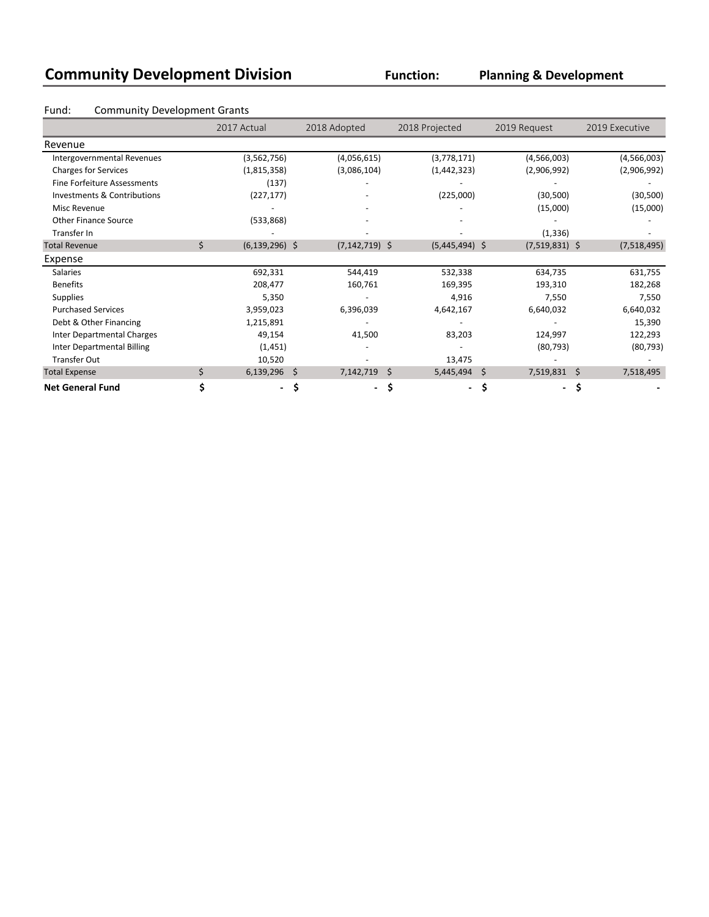# Community Development Division

**Function:** **Planning & Development**

Fund: Community Development Grants

| | 2017 Actual | 2018 Adopted | 2018 Projected | 2019 Request | 2019 Executive |
|---|---|---|---|---|---|
| **Revenue** | | | | | |
| Intergovernmental Revenues | (3,562,756) | (4,056,615) | (3,778,171) | (4,566,003) | (4,566,003) |
| Charges for Services | (1,815,358) | (3,086,104) | (1,442,323) | (2,906,992) | (2,906,992) |
| Fine Forfeiture Assessments | (137) | - | - | - | - |
| Investments & Contributions | (227,177) | - | (225,000) | (30,500) | (30,500) |
| Misc Revenue | - | - | - | (15,000) | (15,000) |
| Other Finance Source | (533,868) | - | - | - | - |
| Transfer In | - | - | - | (1,336) | - |
| Total Revenue | $ (6,139,296) | $ (7,142,719) | $ (5,445,494) | $ (7,519,831) | $ (7,518,495) |
| **Expense** | | | | | |
| Salaries | 692,331 | 544,419 | 532,338 | 634,735 | 631,755 |
| Benefits | 208,477 | 160,761 | 169,395 | 193,310 | 182,268 |
| Supplies | 5,350 | - | 4,916 | 7,550 | 7,550 |
| Purchased Services | 3,959,023 | 6,396,039 | 4,642,167 | 6,640,032 | 6,640,032 |
| Debt & Other Financing | 1,215,891 | - | - | - | 15,390 |
| Inter Departmental Charges | 49,154 | 41,500 | 83,203 | 124,997 | 122,293 |
| Inter Departmental Billing | (1,451) | - | - | (80,793) | (80,793) |
| Transfer Out | 10,520 | - | 13,475 | - | - |
| Total Expense | $ 6,139,296 | $ 7,142,719 | $ 5,445,494 | $ 7,519,831 | $ 7,518,495 |
| **Net General Fund** | **$ -** | **$ -** | **$ -** | **$ -** | **$ -** |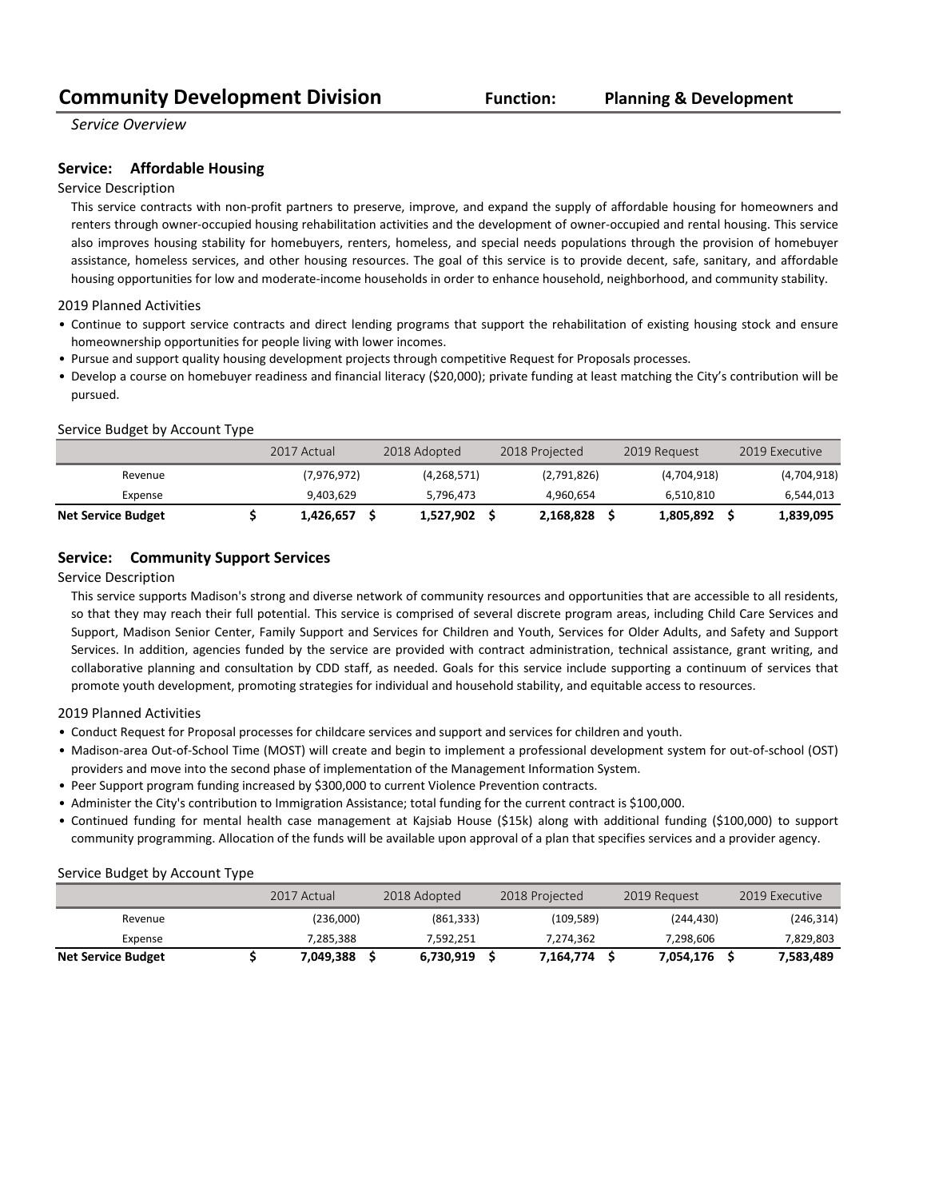# Community Development Division

**Function: Planning & Development**

*Service Overview*

## Service: Affordable Housing

### Service Description

This service contracts with non-profit partners to preserve, improve, and expand the supply of affordable housing for homeowners and renters through owner-occupied housing rehabilitation activities and the development of owner-occupied and rental housing. This service also improves housing stability for homebuyers, renters, homeless, and special needs populations through the provision of homebuyer assistance, homeless services, and other housing resources. The goal of this service is to provide decent, safe, sanitary, and affordable housing opportunities for low and moderate-income households in order to enhance household, neighborhood, and community stability.

### 2019 Planned Activities

- Continue to support service contracts and direct lending programs that support the rehabilitation of existing housing stock and ensure homeownership opportunities for people living with lower incomes.
- Pursue and support quality housing development projects through competitive Request for Proposals processes.
- Develop a course on homebuyer readiness and financial literacy ($20,000); private funding at least matching the City's contribution will be pursued.

### Service Budget by Account Type

| | 2017 Actual | 2018 Adopted | 2018 Projected | 2019 Request | 2019 Executive |
|---|---|---|---|---|---|
| Revenue | (7,976,972) | (4,268,571) | (2,791,826) | (4,704,918) | (4,704,918) |
| Expense | 9,403,629 | 5,796,473 | 4,960,654 | 6,510,810 | 6,544,013 |
| **Net Service Budget** | **$ 1,426,657** | **$ 1,527,902** | **$ 2,168,828** | **$ 1,805,892** | **$ 1,839,095** |

## Service: Community Support Services

### Service Description

This service supports Madison's strong and diverse network of community resources and opportunities that are accessible to all residents, so that they may reach their full potential. This service is comprised of several discrete program areas, including Child Care Services and Support, Madison Senior Center, Family Support and Services for Children and Youth, Services for Older Adults, and Safety and Support Services. In addition, agencies funded by the service are provided with contract administration, technical assistance, grant writing, and collaborative planning and consultation by CDD staff, as needed. Goals for this service include supporting a continuum of services that promote youth development, promoting strategies for individual and household stability, and equitable access to resources.

### 2019 Planned Activities

- Conduct Request for Proposal processes for childcare services and support and services for children and youth.
- Madison-area Out-of-School Time (MOST) will create and begin to implement a professional development system for out-of-school (OST) providers and move into the second phase of implementation of the Management Information System.
- Peer Support program funding increased by $300,000 to current Violence Prevention contracts.
- Administer the City's contribution to Immigration Assistance; total funding for the current contract is $100,000.
- Continued funding for mental health case management at Kajsiab House ($15k) along with additional funding ($100,000) to support community programming. Allocation of the funds will be available upon approval of a plan that specifies services and a provider agency.

### Service Budget by Account Type

| | 2017 Actual | 2018 Adopted | 2018 Projected | 2019 Request | 2019 Executive |
|---|---|---|---|---|---|
| Revenue | (236,000) | (861,333) | (109,589) | (244,430) | (246,314) |
| Expense | 7,285,388 | 7,592,251 | 7,274,362 | 7,298,606 | 7,829,803 |
| **Net Service Budget** | **$ 7,049,388** | **$ 6,730,919** | **$ 7,164,774** | **$ 7,054,176** | **$ 7,583,489** |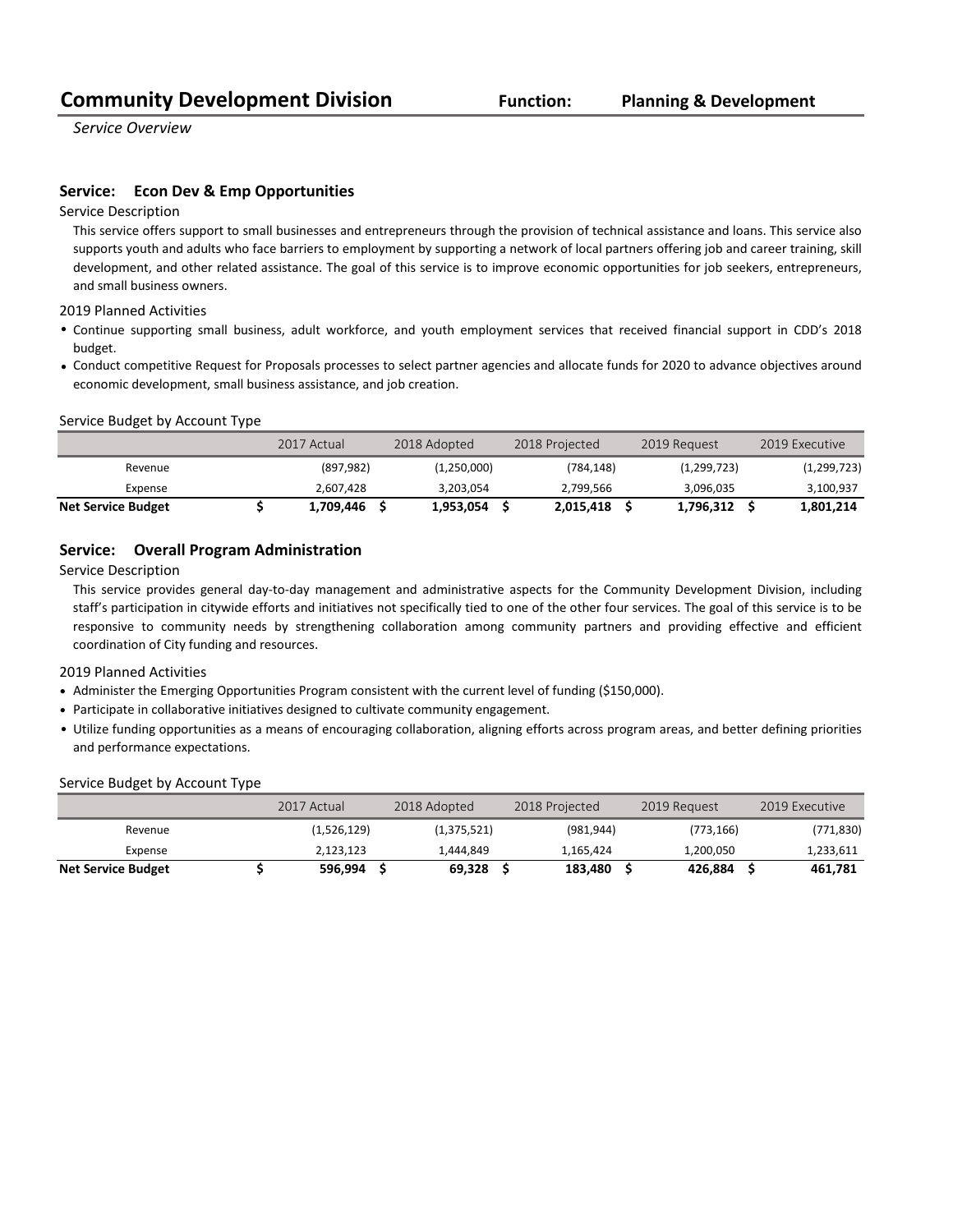# Community Development Division

**Function:** **Planning & Development**

*Service Overview*

## Service: Econ Dev & Emp Opportunities

### Service Description

This service offers support to small businesses and entrepreneurs through the provision of technical assistance and loans. This service also supports youth and adults who face barriers to employment by supporting a network of local partners offering job and career training, skill development, and other related assistance. The goal of this service is to improve economic opportunities for job seekers, entrepreneurs, and small business owners.

### 2019 Planned Activities

- Continue supporting small business, adult workforce, and youth employment services that received financial support in CDD's 2018 budget.
- Conduct competitive Request for Proposals processes to select partner agencies and allocate funds for 2020 to advance objectives around economic development, small business assistance, and job creation.

### Service Budget by Account Type

| | 2017 Actual | 2018 Adopted | 2018 Projected | 2019 Request | 2019 Executive |
|---|---|---|---|---|---|
| Revenue | (897,982) | (1,250,000) | (784,148) | (1,299,723) | (1,299,723) |
| Expense | 2,607,428 | 3,203,054 | 2,799,566 | 3,096,035 | 3,100,937 |
| **Net Service Budget** | **$ 1,709,446** | **$ 1,953,054** | **$ 2,015,418** | **$ 1,796,312** | **$ 1,801,214** |

## Service: Overall Program Administration

### Service Description

This service provides general day-to-day management and administrative aspects for the Community Development Division, including staff's participation in citywide efforts and initiatives not specifically tied to one of the other four services. The goal of this service is to be responsive to community needs by strengthening collaboration among community partners and providing effective and efficient coordination of City funding and resources.

### 2019 Planned Activities

- Administer the Emerging Opportunities Program consistent with the current level of funding ($150,000).
- Participate in collaborative initiatives designed to cultivate community engagement.
- Utilize funding opportunities as a means of encouraging collaboration, aligning efforts across program areas, and better defining priorities and performance expectations.

### Service Budget by Account Type

| | 2017 Actual | 2018 Adopted | 2018 Projected | 2019 Request | 2019 Executive |
|---|---|---|---|---|---|
| Revenue | (1,526,129) | (1,375,521) | (981,944) | (773,166) | (771,830) |
| Expense | 2,123,123 | 1,444,849 | 1,165,424 | 1,200,050 | 1,233,611 |
| **Net Service Budget** | **$ 596,994** | **$ 69,328** | **$ 183,480** | **$ 426,884** | **$ 461,781** |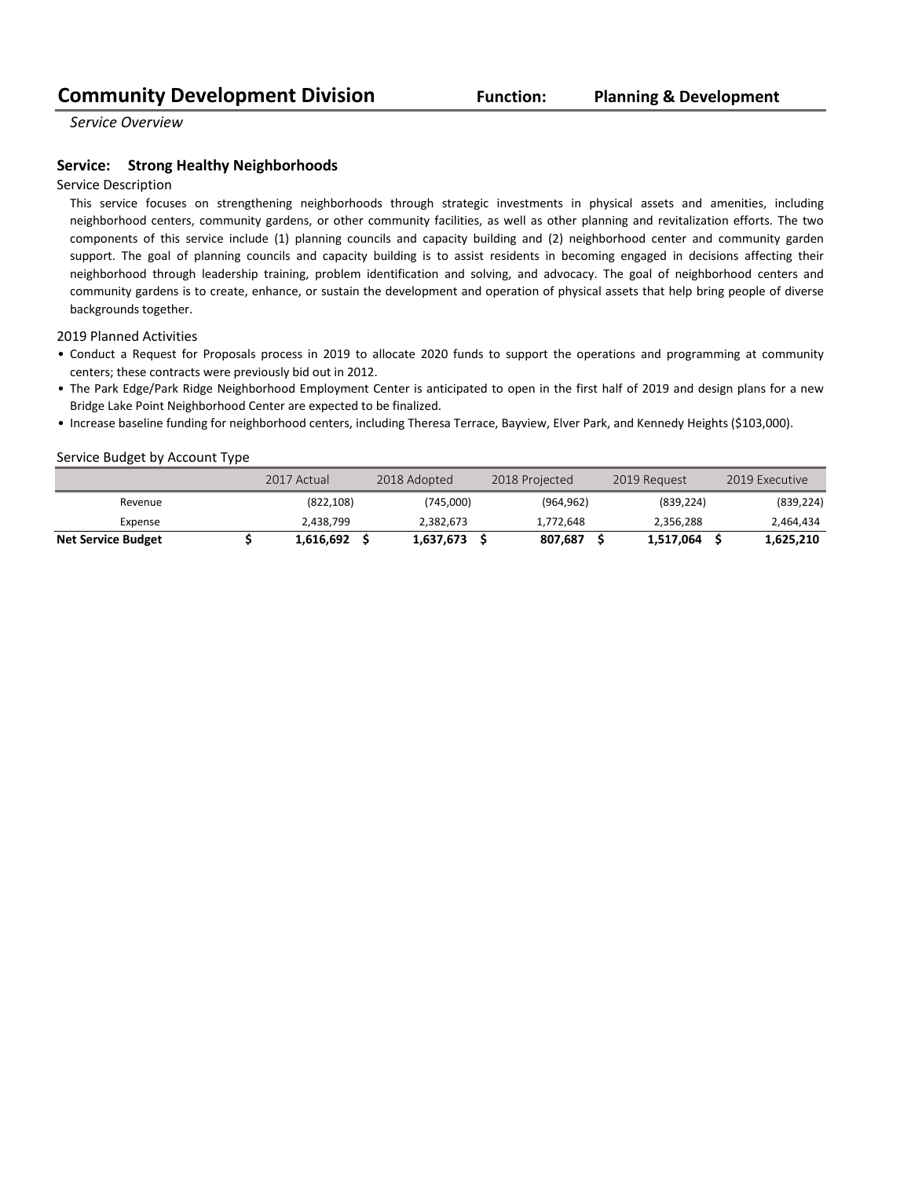## Community Development Division    Function: Planning & Development

*Service Overview*

### Service: Strong Healthy Neighborhoods

Service Description

This service focuses on strengthening neighborhoods through strategic investments in physical assets and amenities, including neighborhood centers, community gardens, or other community facilities, as well as other planning and revitalization efforts. The two components of this service include (1) planning councils and capacity building and (2) neighborhood center and community garden support. The goal of planning councils and capacity building is to assist residents in becoming engaged in decisions affecting their neighborhood through leadership training, problem identification and solving, and advocacy. The goal of neighborhood centers and community gardens is to create, enhance, or sustain the development and operation of physical assets that help bring people of diverse backgrounds together.

2019 Planned Activities

- Conduct a Request for Proposals process in 2019 to allocate 2020 funds to support the operations and programming at community centers; these contracts were previously bid out in 2012.
- The Park Edge/Park Ridge Neighborhood Employment Center is anticipated to open in the first half of 2019 and design plans for a new Bridge Lake Point Neighborhood Center are expected to be finalized.
- Increase baseline funding for neighborhood centers, including Theresa Terrace, Bayview, Elver Park, and Kennedy Heights ($103,000).

Service Budget by Account Type

| | 2017 Actual | 2018 Adopted | 2018 Projected | 2019 Request | 2019 Executive |
|---|---|---|---|---|---|
| Revenue | (822,108) | (745,000) | (964,962) | (839,224) | (839,224) |
| Expense | 2,438,799 | 2,382,673 | 1,772,648 | 2,356,288 | 2,464,434 |
| **Net Service Budget** | **$ 1,616,692** | **$ 1,637,673** | **$ 807,687** | **$ 1,517,064** | **$ 1,625,210** |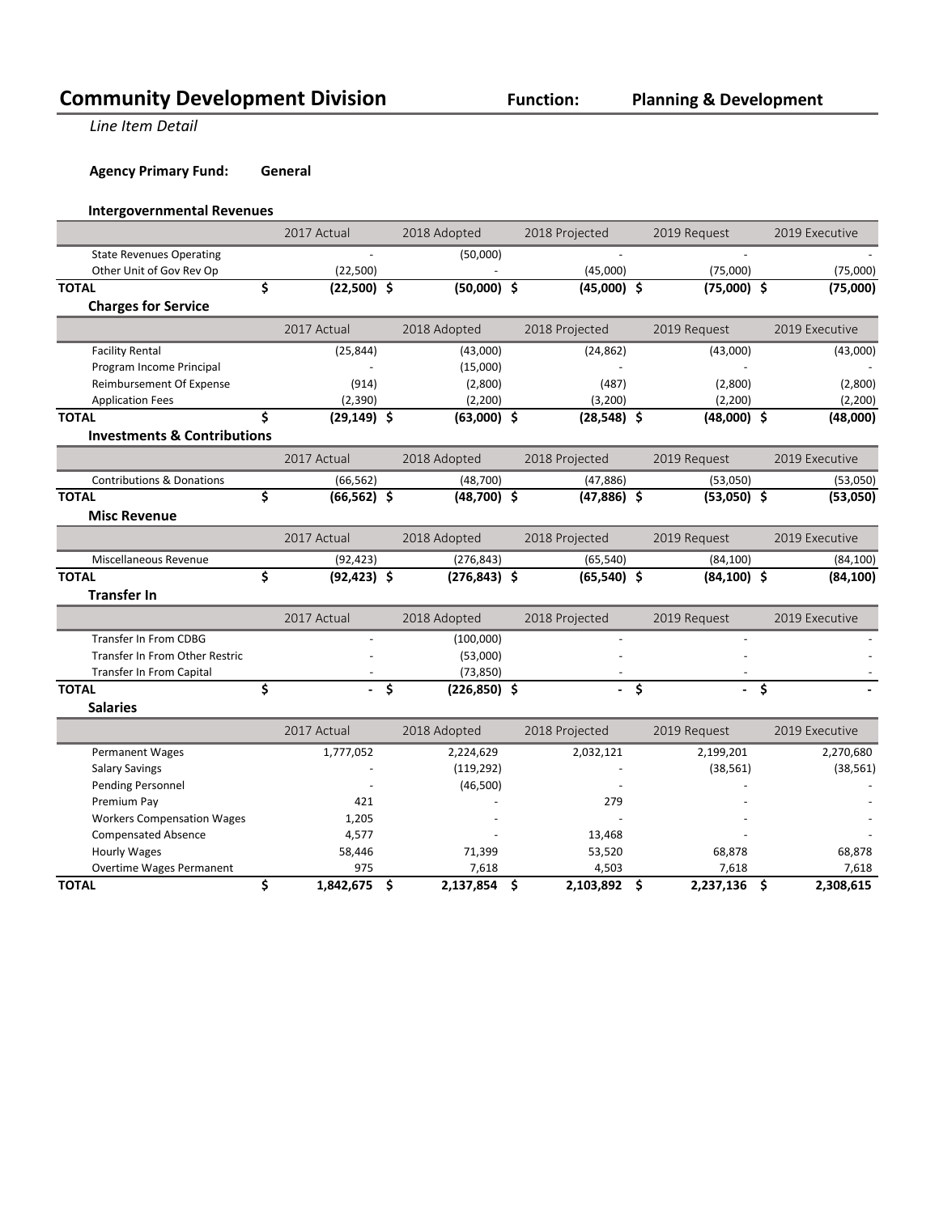# Community Development Division

**Function:** **Planning & Development**

*Line Item Detail*

**Agency Primary Fund:** **General**

### Intergovernmental Revenues

| | 2017 Actual | 2018 Adopted | 2018 Projected | 2019 Request | 2019 Executive |
|---|---|---|---|---|---|
| State Revenues Operating | - | (50,000) | - | - | - |
| Other Unit of Gov Rev Op | (22,500) | - | (45,000) | (75,000) | (75,000) |
| **TOTAL** | **$ (22,500)** | **$ (50,000)** | **$ (45,000)** | **$ (75,000)** | **$ (75,000)** |

### Charges for Service

| | 2017 Actual | 2018 Adopted | 2018 Projected | 2019 Request | 2019 Executive |
|---|---|---|---|---|---|
| Facility Rental | (25,844) | (43,000) | (24,862) | (43,000) | (43,000) |
| Program Income Principal | - | (15,000) | - | - | - |
| Reimbursement Of Expense | (914) | (2,800) | (487) | (2,800) | (2,800) |
| Application Fees | (2,390) | (2,200) | (3,200) | (2,200) | (2,200) |
| **TOTAL** | **$ (29,149)** | **$ (63,000)** | **$ (28,548)** | **$ (48,000)** | **$ (48,000)** |

### Investments & Contributions

| | 2017 Actual | 2018 Adopted | 2018 Projected | 2019 Request | 2019 Executive |
|---|---|---|---|---|---|
| Contributions & Donations | (66,562) | (48,700) | (47,886) | (53,050) | (53,050) |
| **TOTAL** | **$ (66,562)** | **$ (48,700)** | **$ (47,886)** | **$ (53,050)** | **$ (53,050)** |

### Misc Revenue

| | 2017 Actual | 2018 Adopted | 2018 Projected | 2019 Request | 2019 Executive |
|---|---|---|---|---|---|
| Miscellaneous Revenue | (92,423) | (276,843) | (65,540) | (84,100) | (84,100) |
| **TOTAL** | **$ (92,423)** | **$ (276,843)** | **$ (65,540)** | **$ (84,100)** | **$ (84,100)** |

### Transfer In

| | 2017 Actual | 2018 Adopted | 2018 Projected | 2019 Request | 2019 Executive |
|---|---|---|---|---|---|
| Transfer In From CDBG | - | (100,000) | - | - | - |
| Transfer In From Other Restric | - | (53,000) | - | - | - |
| Transfer In From Capital | - | (73,850) | - | - | - |
| **TOTAL** | **$ -** | **$ (226,850)** | **$ -** | **$ -** | **$ -** |

### Salaries

| | 2017 Actual | 2018 Adopted | 2018 Projected | 2019 Request | 2019 Executive |
|---|---|---|---|---|---|
| Permanent Wages | 1,777,052 | 2,224,629 | 2,032,121 | 2,199,201 | 2,270,680 |
| Salary Savings | - | (119,292) | - | (38,561) | (38,561) |
| Pending Personnel | - | (46,500) | - | - | - |
| Premium Pay | 421 | - | 279 | - | - |
| Workers Compensation Wages | 1,205 | - | - | - | - |
| Compensated Absence | 4,577 | - | 13,468 | - | - |
| Hourly Wages | 58,446 | 71,399 | 53,520 | 68,878 | 68,878 |
| Overtime Wages Permanent | 975 | 7,618 | 4,503 | 7,618 | 7,618 |
| **TOTAL** | **$ 1,842,675** | **$ 2,137,854** | **$ 2,103,892** | **$ 2,237,136** | **$ 2,308,615** |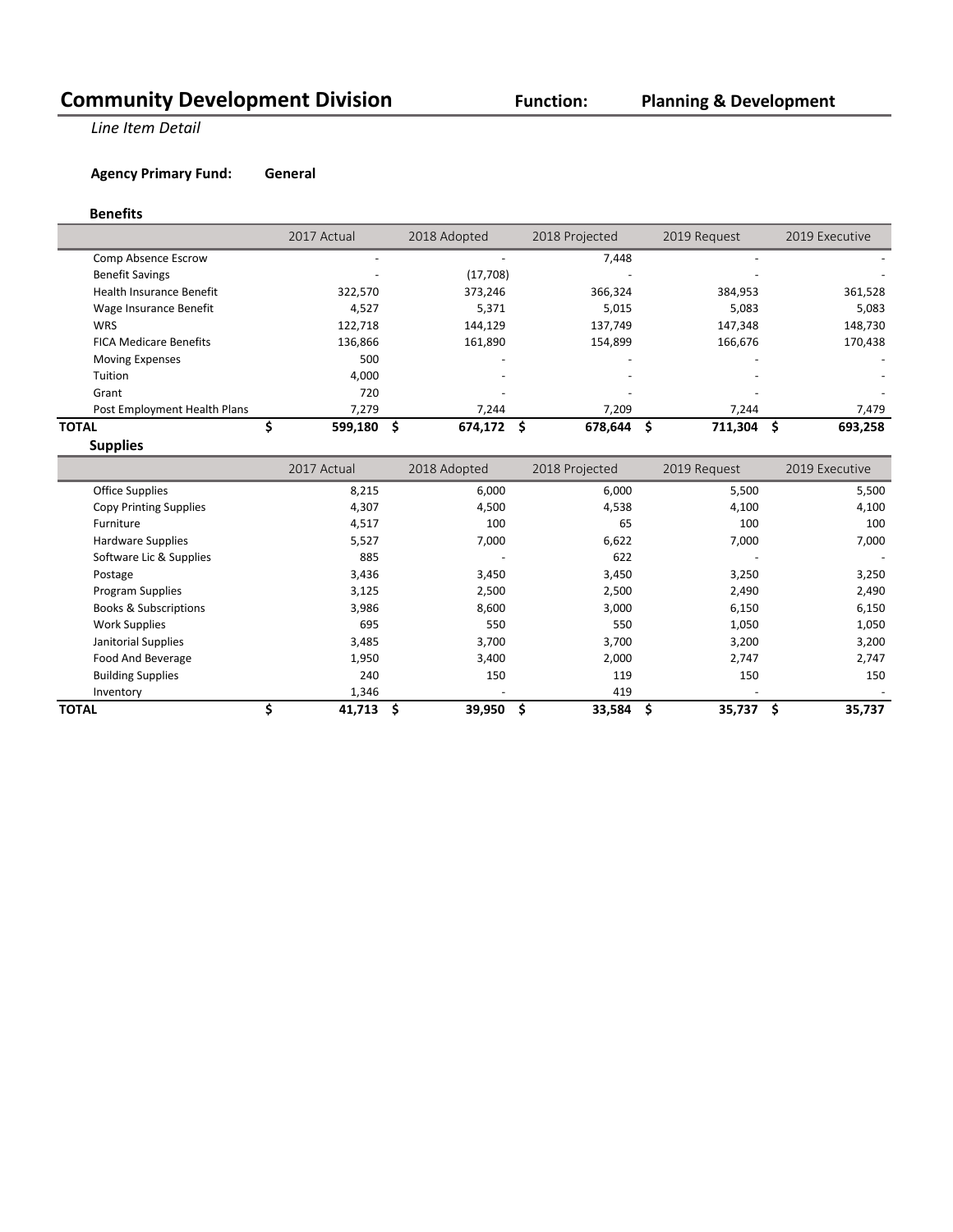# Community Development Division

**Function:** **Planning & Development**

*Line Item Detail*

**Agency Primary Fund:** **General**

### Benefits

| | 2017 Actual | 2018 Adopted | 2018 Projected | 2019 Request | 2019 Executive |
|---|---|---|---|---|---|
| Comp Absence Escrow | - | - | 7,448 | - | - |
| Benefit Savings | - | (17,708) | - | - | - |
| Health Insurance Benefit | 322,570 | 373,246 | 366,324 | 384,953 | 361,528 |
| Wage Insurance Benefit | 4,527 | 5,371 | 5,015 | 5,083 | 5,083 |
| WRS | 122,718 | 144,129 | 137,749 | 147,348 | 148,730 |
| FICA Medicare Benefits | 136,866 | 161,890 | 154,899 | 166,676 | 170,438 |
| Moving Expenses | 500 | - | - | - | - |
| Tuition | 4,000 | - | - | - | - |
| Grant | 720 | - | - | - | - |
| Post Employment Health Plans | 7,279 | 7,244 | 7,209 | 7,244 | 7,479 |
| **TOTAL** | **$ 599,180** | **$ 674,172** | **$ 678,644** | **$ 711,304** | **$ 693,258** |

### Supplies

| | 2017 Actual | 2018 Adopted | 2018 Projected | 2019 Request | 2019 Executive |
|---|---|---|---|---|---|
| Office Supplies | 8,215 | 6,000 | 6,000 | 5,500 | 5,500 |
| Copy Printing Supplies | 4,307 | 4,500 | 4,538 | 4,100 | 4,100 |
| Furniture | 4,517 | 100 | 65 | 100 | 100 |
| Hardware Supplies | 5,527 | 7,000 | 6,622 | 7,000 | 7,000 |
| Software Lic & Supplies | 885 | - | 622 | - | - |
| Postage | 3,436 | 3,450 | 3,450 | 3,250 | 3,250 |
| Program Supplies | 3,125 | 2,500 | 2,500 | 2,490 | 2,490 |
| Books & Subscriptions | 3,986 | 8,600 | 3,000 | 6,150 | 6,150 |
| Work Supplies | 695 | 550 | 550 | 1,050 | 1,050 |
| Janitorial Supplies | 3,485 | 3,700 | 3,700 | 3,200 | 3,200 |
| Food And Beverage | 1,950 | 3,400 | 2,000 | 2,747 | 2,747 |
| Building Supplies | 240 | 150 | 119 | 150 | 150 |
| Inventory | 1,346 | - | 419 | - | - |
| **TOTAL** | **$ 41,713** | **$ 39,950** | **$ 33,584** | **$ 35,737** | **$ 35,737** |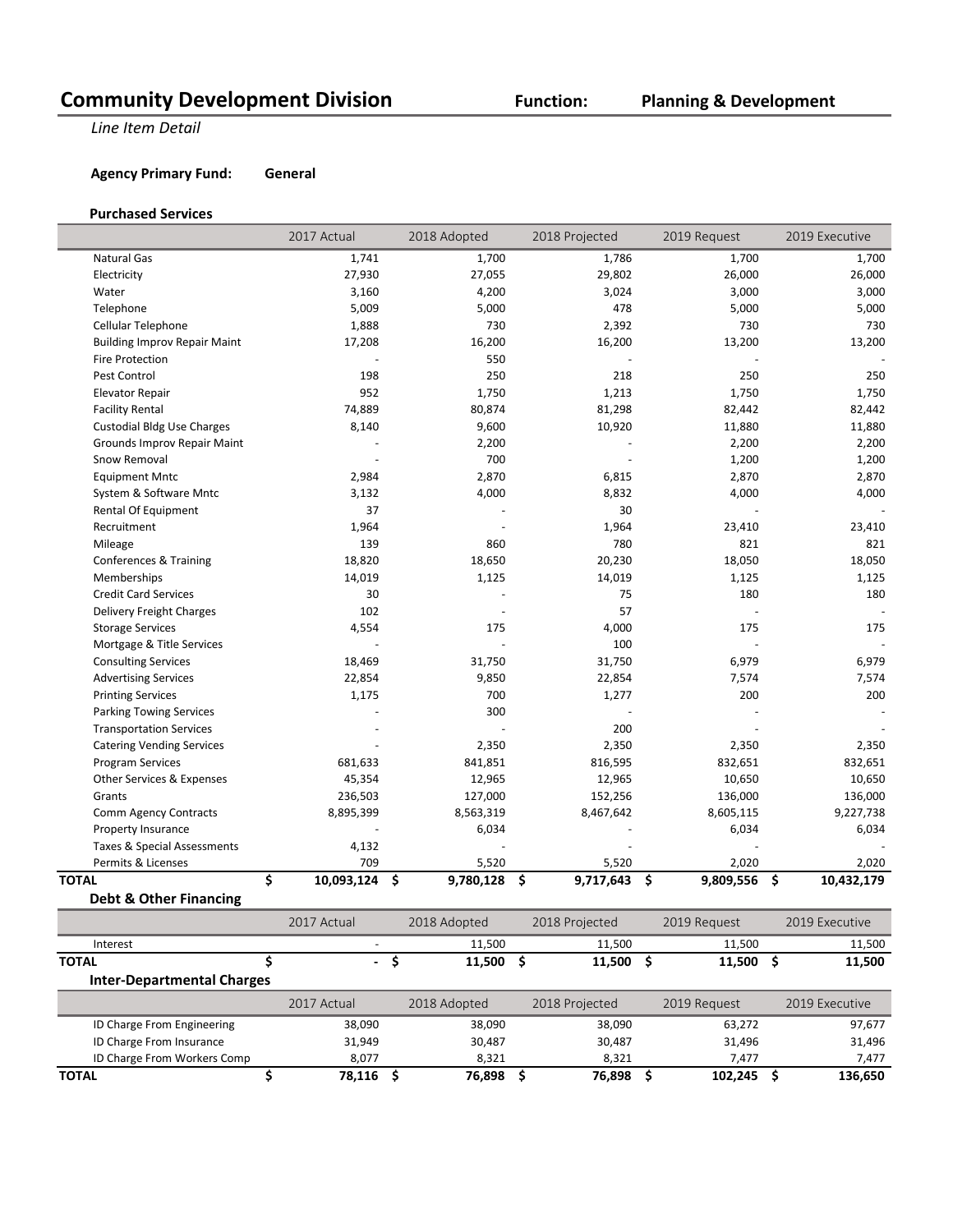# Community Development Division

**Function:** **Planning & Development**

*Line Item Detail*

**Agency Primary Fund:** **General**

### Purchased Services

| | 2017 Actual | 2018 Adopted | 2018 Projected | 2019 Request | 2019 Executive |
|---|---|---|---|---|---|
| Natural Gas | 1,741 | 1,700 | 1,786 | 1,700 | 1,700 |
| Electricity | 27,930 | 27,055 | 29,802 | 26,000 | 26,000 |
| Water | 3,160 | 4,200 | 3,024 | 3,000 | 3,000 |
| Telephone | 5,009 | 5,000 | 478 | 5,000 | 5,000 |
| Cellular Telephone | 1,888 | 730 | 2,392 | 730 | 730 |
| Building Improv Repair Maint | 17,208 | 16,200 | 16,200 | 13,200 | 13,200 |
| Fire Protection | - | 550 | - | - | - |
| Pest Control | 198 | 250 | 218 | 250 | 250 |
| Elevator Repair | 952 | 1,750 | 1,213 | 1,750 | 1,750 |
| Facility Rental | 74,889 | 80,874 | 81,298 | 82,442 | 82,442 |
| Custodial Bldg Use Charges | 8,140 | 9,600 | 10,920 | 11,880 | 11,880 |
| Grounds Improv Repair Maint | - | 2,200 | - | 2,200 | 2,200 |
| Snow Removal | - | 700 | - | 1,200 | 1,200 |
| Equipment Mntc | 2,984 | 2,870 | 6,815 | 2,870 | 2,870 |
| System & Software Mntc | 3,132 | 4,000 | 8,832 | 4,000 | 4,000 |
| Rental Of Equipment | 37 | - | 30 | - | - |
| Recruitment | 1,964 | - | 1,964 | 23,410 | 23,410 |
| Mileage | 139 | 860 | 780 | 821 | 821 |
| Conferences & Training | 18,820 | 18,650 | 20,230 | 18,050 | 18,050 |
| Memberships | 14,019 | 1,125 | 14,019 | 1,125 | 1,125 |
| Credit Card Services | 30 | - | 75 | 180 | 180 |
| Delivery Freight Charges | 102 | - | 57 | - | - |
| Storage Services | 4,554 | 175 | 4,000 | 175 | 175 |
| Mortgage & Title Services | - | - | 100 | - | - |
| Consulting Services | 18,469 | 31,750 | 31,750 | 6,979 | 6,979 |
| Advertising Services | 22,854 | 9,850 | 22,854 | 7,574 | 7,574 |
| Printing Services | 1,175 | 700 | 1,277 | 200 | 200 |
| Parking Towing Services | - | 300 | - | - | - |
| Transportation Services | - | - | 200 | - | - |
| Catering Vending Services | - | 2,350 | 2,350 | 2,350 | 2,350 |
| Program Services | 681,633 | 841,851 | 816,595 | 832,651 | 832,651 |
| Other Services & Expenses | 45,354 | 12,965 | 12,965 | 10,650 | 10,650 |
| Grants | 236,503 | 127,000 | 152,256 | 136,000 | 136,000 |
| Comm Agency Contracts | 8,895,399 | 8,563,319 | 8,467,642 | 8,605,115 | 9,227,738 |
| Property Insurance | - | 6,034 | - | 6,034 | 6,034 |
| Taxes & Special Assessments | 4,132 | - | - | - | - |
| Permits & Licenses | 709 | 5,520 | 5,520 | 2,020 | 2,020 |
| **TOTAL** | **$ 10,093,124** | **$ 9,780,128** | **$ 9,717,643** | **$ 9,809,556** | **$ 10,432,179** |

### Debt & Other Financing

| | 2017 Actual | 2018 Adopted | 2018 Projected | 2019 Request | 2019 Executive |
|---|---|---|---|---|---|
| Interest | - | 11,500 | 11,500 | 11,500 | 11,500 |
| **TOTAL** | **$ -** | **$ 11,500** | **$ 11,500** | **$ 11,500** | **$ 11,500** |

### Inter-Departmental Charges

| | 2017 Actual | 2018 Adopted | 2018 Projected | 2019 Request | 2019 Executive |
|---|---|---|---|---|---|
| ID Charge From Engineering | 38,090 | 38,090 | 38,090 | 63,272 | 97,677 |
| ID Charge From Insurance | 31,949 | 30,487 | 30,487 | 31,496 | 31,496 |
| ID Charge From Workers Comp | 8,077 | 8,321 | 8,321 | 7,477 | 7,477 |
| **TOTAL** | **$ 78,116** | **$ 76,898** | **$ 76,898** | **$ 102,245** | **$ 136,650** |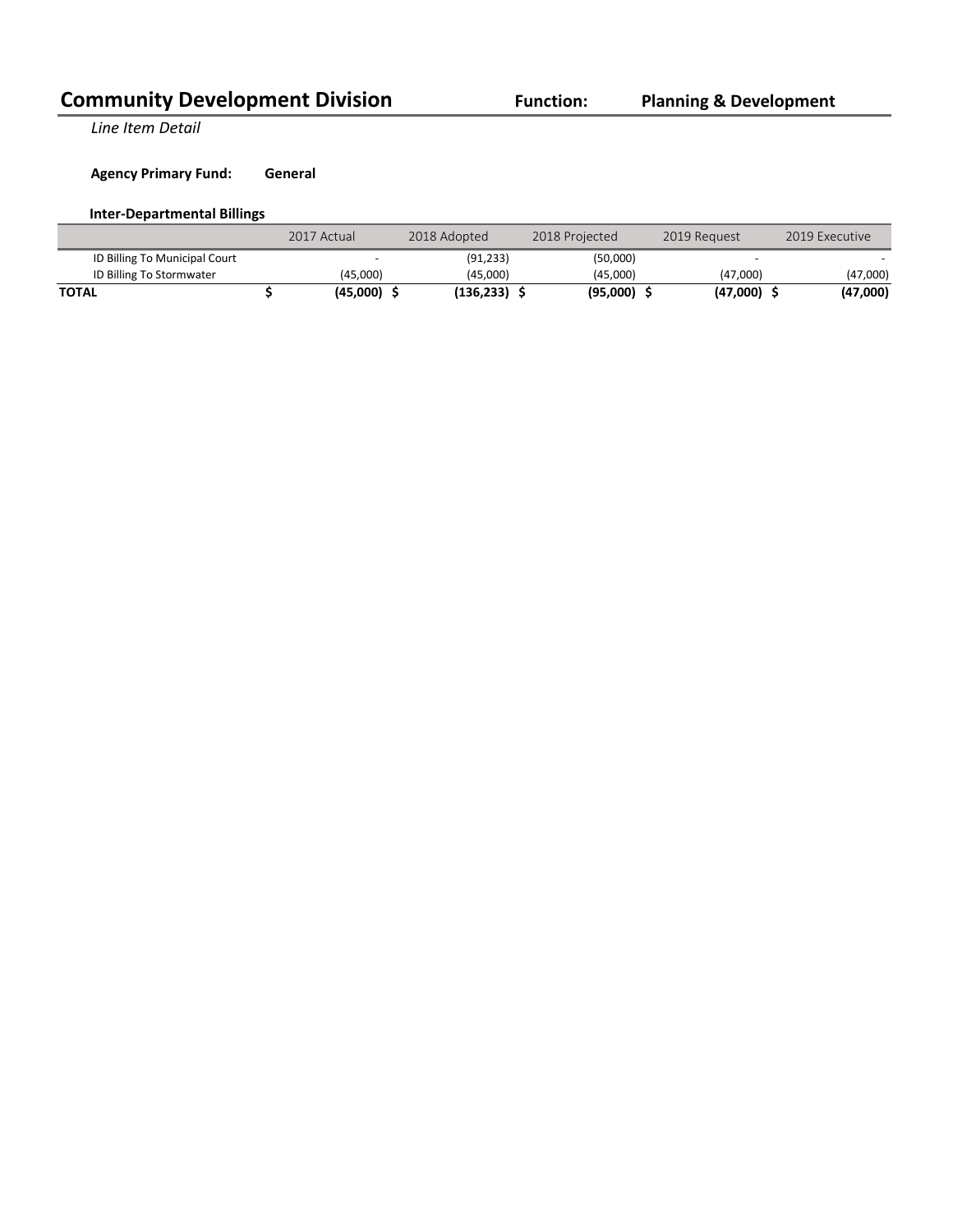# Community Development Division

**Function:** **Planning & Development**

*Line Item Detail*

**Agency Primary Fund:** **General**

**Inter-Departmental Billings**

| | 2017 Actual | 2018 Adopted | 2018 Projected | 2019 Request | 2019 Executive |
|---|---|---|---|---|---|
| ID Billing To Municipal Court | - | (91,233) | (50,000) | - | - |
| ID Billing To Stormwater | (45,000) | (45,000) | (45,000) | (47,000) | (47,000) |
| **TOTAL** | **$ (45,000)** | **$ (136,233)** | **$ (95,000)** | **$ (47,000)** | **$ (47,000)** |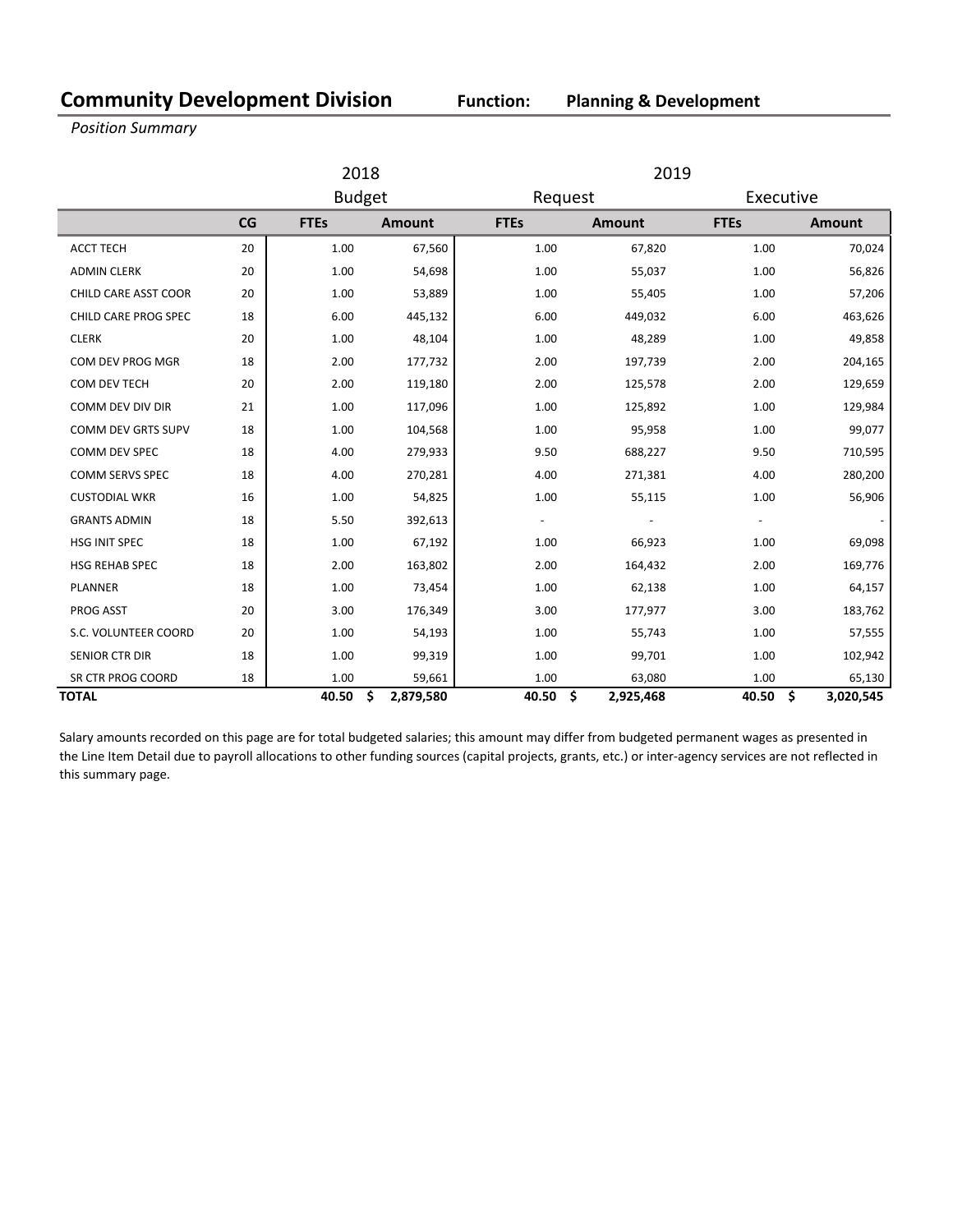## Community Development Division    Function: Planning & Development

*Position Summary*

| | | 2018 | | 2019 | | | |
|---|---|---|---|---|---|---|---|
| | | Budget | | Request | | Executive | |
| | CG | FTEs | Amount | FTEs | Amount | FTEs | Amount |
| ACCT TECH | 20 | 1.00 | 67,560 | 1.00 | 67,820 | 1.00 | 70,024 |
| ADMIN CLERK | 20 | 1.00 | 54,698 | 1.00 | 55,037 | 1.00 | 56,826 |
| CHILD CARE ASST COOR | 20 | 1.00 | 53,889 | 1.00 | 55,405 | 1.00 | 57,206 |
| CHILD CARE PROG SPEC | 18 | 6.00 | 445,132 | 6.00 | 449,032 | 6.00 | 463,626 |
| CLERK | 20 | 1.00 | 48,104 | 1.00 | 48,289 | 1.00 | 49,858 |
| COM DEV PROG MGR | 18 | 2.00 | 177,732 | 2.00 | 197,739 | 2.00 | 204,165 |
| COM DEV TECH | 20 | 2.00 | 119,180 | 2.00 | 125,578 | 2.00 | 129,659 |
| COMM DEV DIV DIR | 21 | 1.00 | 117,096 | 1.00 | 125,892 | 1.00 | 129,984 |
| COMM DEV GRTS SUPV | 18 | 1.00 | 104,568 | 1.00 | 95,958 | 1.00 | 99,077 |
| COMM DEV SPEC | 18 | 4.00 | 279,933 | 9.50 | 688,227 | 9.50 | 710,595 |
| COMM SERVS SPEC | 18 | 4.00 | 270,281 | 4.00 | 271,381 | 4.00 | 280,200 |
| CUSTODIAL WKR | 16 | 1.00 | 54,825 | 1.00 | 55,115 | 1.00 | 56,906 |
| GRANTS ADMIN | 18 | 5.50 | 392,613 | - | - | - | - |
| HSG INIT SPEC | 18 | 1.00 | 67,192 | 1.00 | 66,923 | 1.00 | 69,098 |
| HSG REHAB SPEC | 18 | 2.00 | 163,802 | 2.00 | 164,432 | 2.00 | 169,776 |
| PLANNER | 18 | 1.00 | 73,454 | 1.00 | 62,138 | 1.00 | 64,157 |
| PROG ASST | 20 | 3.00 | 176,349 | 3.00 | 177,977 | 3.00 | 183,762 |
| S.C. VOLUNTEER COORD | 20 | 1.00 | 54,193 | 1.00 | 55,743 | 1.00 | 57,555 |
| SENIOR CTR DIR | 18 | 1.00 | 99,319 | 1.00 | 99,701 | 1.00 | 102,942 |
| SR CTR PROG COORD | 18 | 1.00 | 59,661 | 1.00 | 63,080 | 1.00 | 65,130 |
| **TOTAL** | | **40.50** | **$ 2,879,580** | **40.50** | **$ 2,925,468** | **40.50** | **$ 3,020,545** |

Salary amounts recorded on this page are for total budgeted salaries; this amount may differ from budgeted permanent wages as presented in the Line Item Detail due to payroll allocations to other funding sources (capital projects, grants, etc.) or inter-agency services are not reflected in this summary page.